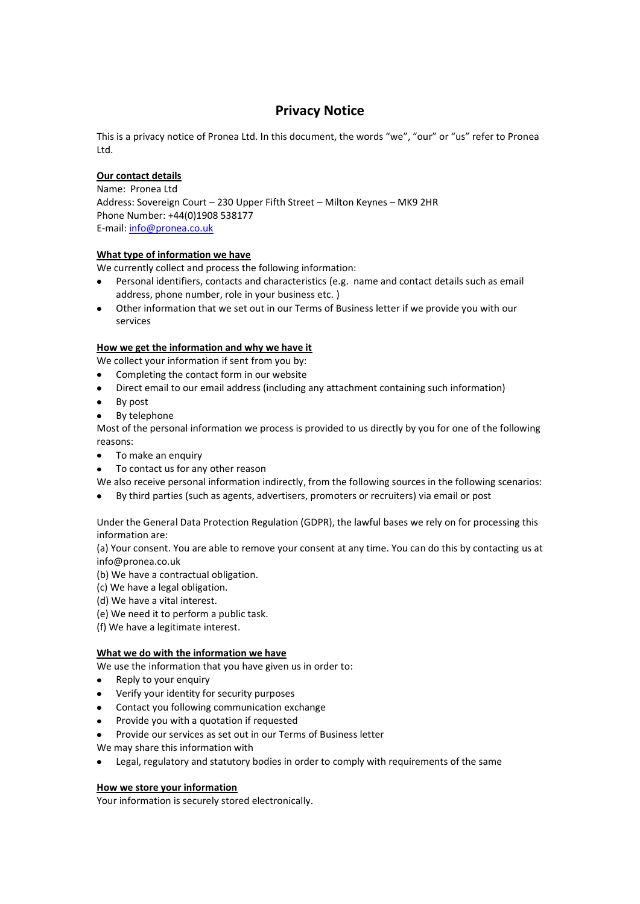# Privacy Notice

This is a privacy notice of Pronea Ltd. In this document, the words "we", "our" or "us" refer to Pronea Ltd.

**Our contact details**

Name: Pronea Ltd
Address: Sovereign Court – 230 Upper Fifth Street – Milton Keynes – MK9 2HR
Phone Number: +44(0)1908 538177
E-mail: info@pronea.co.uk

**What type of information we have**

We currently collect and process the following information:

- Personal identifiers, contacts and characteristics (e.g. name and contact details such as email address, phone number, role in your business etc. )
- Other information that we set out in our Terms of Business letter if we provide you with our services

**How we get the information and why we have it**

We collect your information if sent from you by:

- Completing the contact form in our website
- Direct email to our email address (including any attachment containing such information)
- By post
- By telephone

Most of the personal information we process is provided to us directly by you for one of the following reasons:

- To make an enquiry
- To contact us for any other reason

We also receive personal information indirectly, from the following sources in the following scenarios:

- By third parties (such as agents, advertisers, promoters or recruiters) via email or post

Under the General Data Protection Regulation (GDPR), the lawful bases we rely on for processing this information are:

(a) Your consent. You are able to remove your consent at any time. You can do this by contacting us at info@pronea.co.uk
(b) We have a contractual obligation.
(c) We have a legal obligation.
(d) We have a vital interest.
(e) We need it to perform a public task.
(f) We have a legitimate interest.

**What we do with the information we have**

We use the information that you have given us in order to:

- Reply to your enquiry
- Verify your identity for security purposes
- Contact you following communication exchange
- Provide you with a quotation if requested
- Provide our services as set out in our Terms of Business letter

We may share this information with

- Legal, regulatory and statutory bodies in order to comply with requirements of the same

**How we store your information**

Your information is securely stored electronically.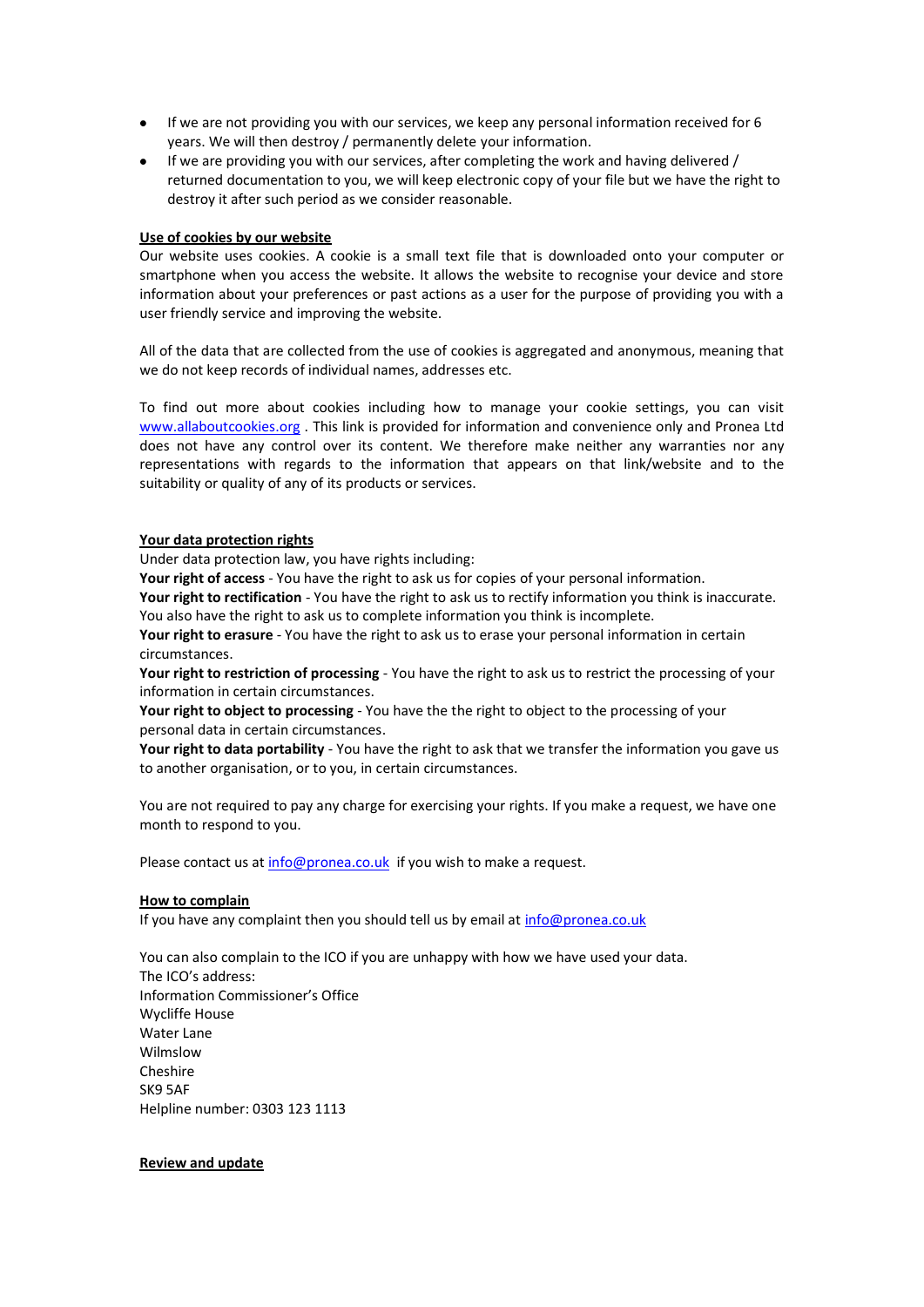- If we are not providing you with our services, we keep any personal information received for 6 years. We will then destroy / permanently delete your information.
- If we are providing you with our services, after completing the work and having delivered / returned documentation to you, we will keep electronic copy of your file but we have the right to destroy it after such period as we consider reasonable.

**Use of cookies by our website**

Our website uses cookies. A cookie is a small text file that is downloaded onto your computer or smartphone when you access the website. It allows the website to recognise your device and store information about your preferences or past actions as a user for the purpose of providing you with a user friendly service and improving the website.

All of the data that are collected from the use of cookies is aggregated and anonymous, meaning that we do not keep records of individual names, addresses etc.

To find out more about cookies including how to manage your cookie settings, you can visit [www.allaboutcookies.org](http://www.allaboutcookies.org) . This link is provided for information and convenience only and Pronea Ltd does not have any control over its content. We therefore make neither any warranties nor any representations with regards to the information that appears on that link/website and to the suitability or quality of any of its products or services.

**Your data protection rights**

Under data protection law, you have rights including:

**Your right of access** - You have the right to ask us for copies of your personal information.

**Your right to rectification** - You have the right to ask us to rectify information you think is inaccurate. You also have the right to ask us to complete information you think is incomplete.

**Your right to erasure** - You have the right to ask us to erase your personal information in certain circumstances.

**Your right to restriction of processing** - You have the right to ask us to restrict the processing of your information in certain circumstances.

**Your right to object to processing** - You have the the right to object to the processing of your personal data in certain circumstances.

**Your right to data portability** - You have the right to ask that we transfer the information you gave us to another organisation, or to you, in certain circumstances.

You are not required to pay any charge for exercising your rights. If you make a request, we have one month to respond to you.

Please contact us at [info@pronea.co.uk](mailto:info@pronea.co.uk) if you wish to make a request.

**How to complain**

If you have any complaint then you should tell us by email at [info@pronea.co.uk](mailto:info@pronea.co.uk)

You can also complain to the ICO if you are unhappy with how we have used your data.
The ICO's address:
Information Commissioner's Office
Wycliffe House
Water Lane
Wilmslow
Cheshire
SK9 5AF
Helpline number: 0303 123 1113

**Review and update**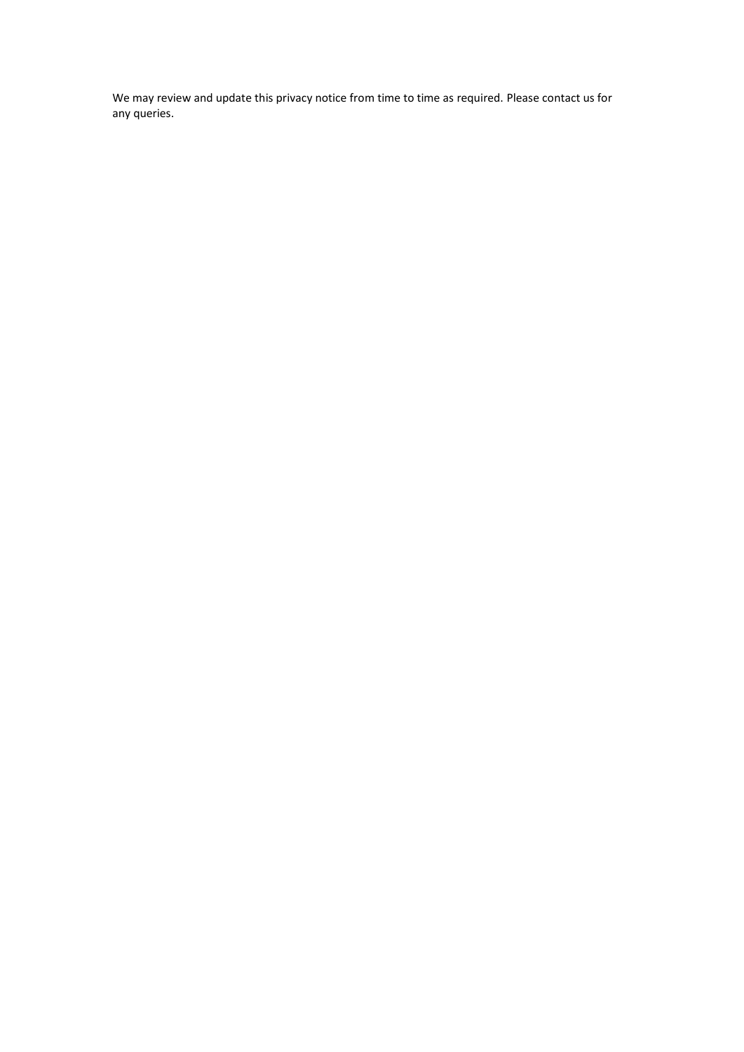We may review and update this privacy notice from time to time as required. Please contact us for any queries.